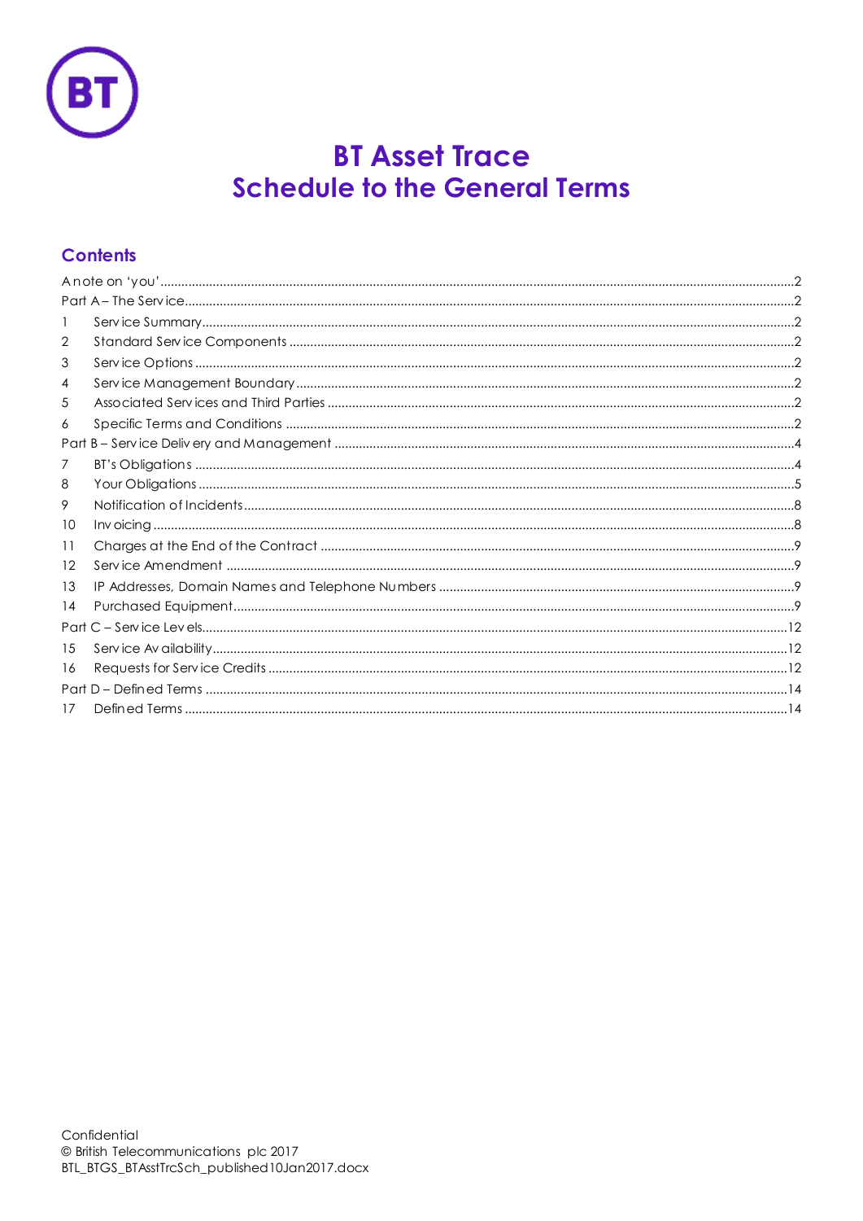# BT Asset Trace
# Schedule to the General Terms

## Contents

A note on 'you' .....2
Part A – The Service .....2
1 Service Summary .....2
2 Standard Service Components .....2
3 Service Options .....2
4 Service Management Boundary .....2
5 Associated Services and Third Parties .....2
6 Specific Terms and Conditions .....2
Part B – Service Delivery and Management .....4
7 BT's Obligations .....4
8 Your Obligations .....5
9 Notification of Incidents .....8
10 Invoicing .....8
11 Charges at the End of the Contract .....9
12 Service Amendment .....9
13 IP Addresses, Domain Names and Telephone Numbers .....9
14 Purchased Equipment .....9
Part C – Service Levels .....12
15 Service Availability .....12
16 Requests for Service Credits .....12
Part D – Defined Terms .....14
17 Defined Terms .....14

Confidential
© British Telecommunications plc 2017
BTL_BTGS_BTAsstTrcSch_published10Jan2017.docx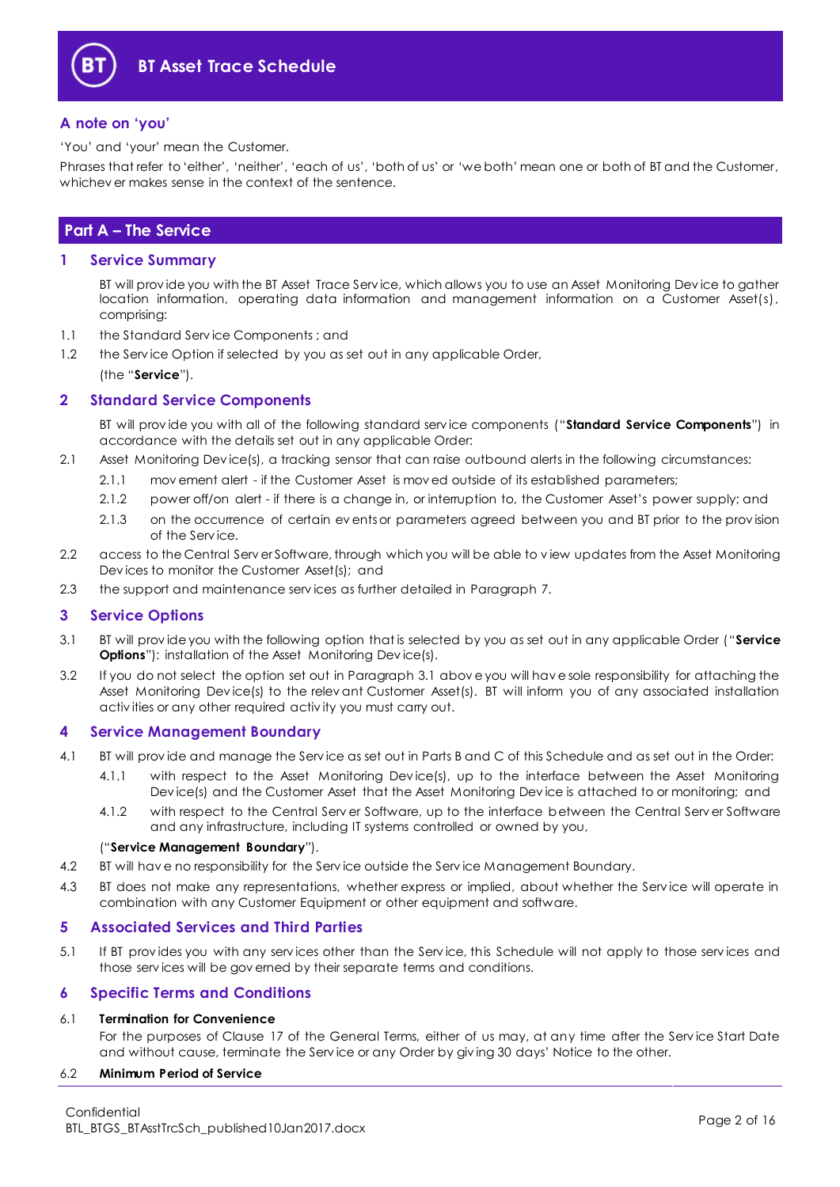## A note on 'you'

'You' and 'your' mean the Customer.

Phrases that refer to 'either', 'neither', 'each of us', 'both of us' or 'we both' mean one or both of BT and the Customer, whichever makes sense in the context of the sentence.

## Part A – The Service

### 1 Service Summary

BT will provide you with the BT Asset Trace Service, which allows you to use an Asset Monitoring Device to gather location information, operating data information and management information on a Customer Asset(s), comprising:

1.1 the Standard Service Components ; and

1.2 the Service Option if selected by you as set out in any applicable Order,

(the "**Service**").

### 2 Standard Service Components

BT will provide you with all of the following standard service components ("**Standard Service Components**") in accordance with the details set out in any applicable Order:

2.1 Asset Monitoring Device(s), a tracking sensor that can raise outbound alerts in the following circumstances:

2.1.1 movement alert - if the Customer Asset is moved outside of its established parameters;

2.1.2 power off/on alert - if there is a change in, or interruption to, the Customer Asset's power supply; and

2.1.3 on the occurrence of certain events or parameters agreed between you and BT prior to the provision of the Service.

2.2 access to the Central Server Software, through which you will be able to view updates from the Asset Monitoring Devices to monitor the Customer Asset(s); and

2.3 the support and maintenance services as further detailed in Paragraph 7.

### 3 Service Options

3.1 BT will provide you with the following option that is selected by you as set out in any applicable Order ("**Service Options**"): installation of the Asset Monitoring Device(s).

3.2 If you do not select the option set out in Paragraph 3.1 above you will have sole responsibility for attaching the Asset Monitoring Device(s) to the relevant Customer Asset(s). BT will inform you of any associated installation activities or any other required activity you must carry out.

### 4 Service Management Boundary

4.1 BT will provide and manage the Service as set out in Parts B and C of this Schedule and as set out in the Order:

4.1.1 with respect to the Asset Monitoring Device(s), up to the interface between the Asset Monitoring Device(s) and the Customer Asset that the Asset Monitoring Device is attached to or monitoring; and

4.1.2 with respect to the Central Server Software, up to the interface between the Central Server Software and any infrastructure, including IT systems controlled or owned by you,

("**Service Management Boundary**").

4.2 BT will have no responsibility for the Service outside the Service Management Boundary.

4.3 BT does not make any representations, whether express or implied, about whether the Service will operate in combination with any Customer Equipment or other equipment and software.

### 5 Associated Services and Third Parties

5.1 If BT provides you with any services other than the Service, this Schedule will not apply to those services and those services will be governed by their separate terms and conditions.

### 6 Specific Terms and Conditions

6.1 **Termination for Convenience**

For the purposes of Clause 17 of the General Terms, either of us may, at any time after the Service Start Date and without cause, terminate the Service or any Order by giving 30 days' Notice to the other.

6.2 **Minimum Period of Service**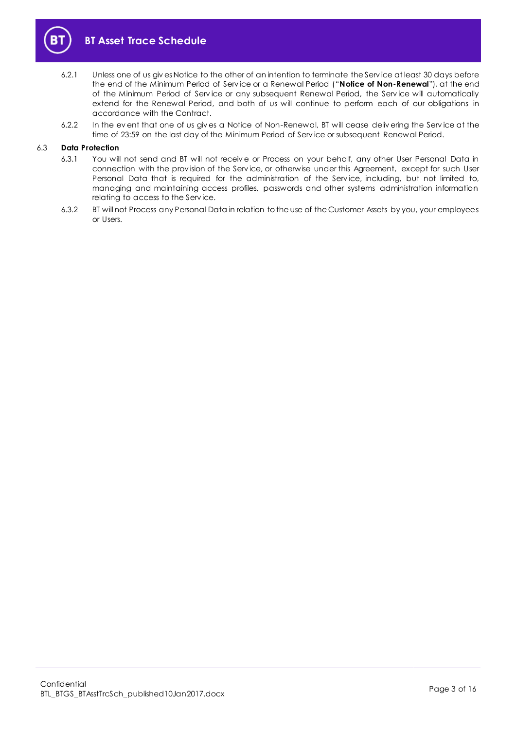6.2.1 Unless one of us gives Notice to the other of an intention to terminate the Service at least 30 days before the end of the Minimum Period of Service or a Renewal Period ("**Notice of Non-Renewal**"), at the end of the Minimum Period of Service or any subsequent Renewal Period, the Service will automatically extend for the Renewal Period, and both of us will continue to perform each of our obligations in accordance with the Contract.

6.2.2 In the event that one of us gives a Notice of Non-Renewal, BT will cease delivering the Service at the time of 23:59 on the last day of the Minimum Period of Service or subsequent Renewal Period.

### 6.3 Data Protection

6.3.1 You will not send and BT will not receive or Process on your behalf, any other User Personal Data in connection with the provision of the Service, or otherwise under this Agreement, except for such User Personal Data that is required for the administration of the Service, including, but not limited to, managing and maintaining access profiles, passwords and other systems administration information relating to access to the Service.

6.3.2 BT will not Process any Personal Data in relation to the use of the Customer Assets by you, your employees or Users.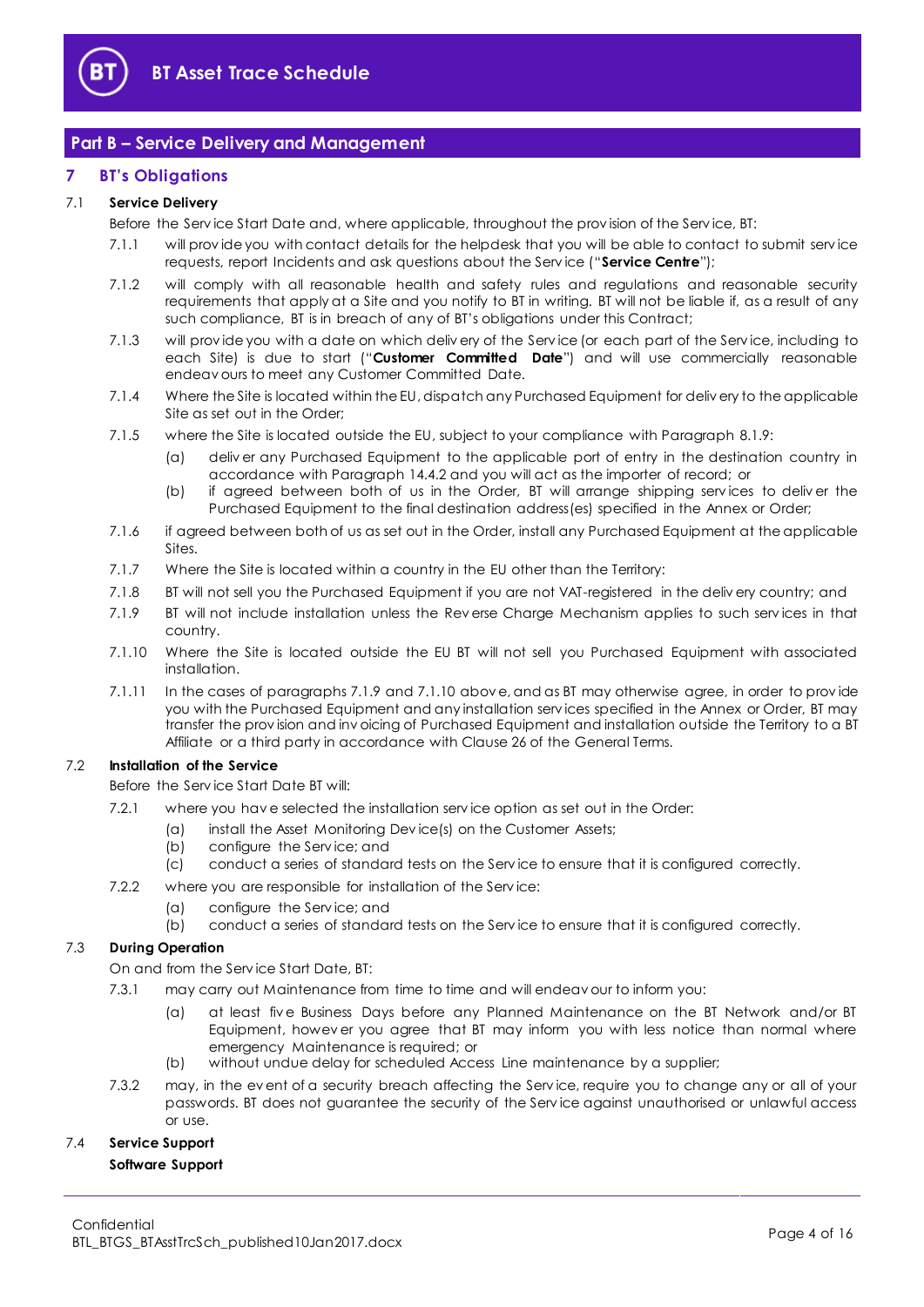## Part B – Service Delivery and Management

### 7 BT's Obligations

**7.1 Service Delivery**

Before the Service Start Date and, where applicable, throughout the provision of the Service, BT:

7.1.1 will provide you with contact details for the helpdesk that you will be able to contact to submit service requests, report Incidents and ask questions about the Service ("**Service Centre**");

7.1.2 will comply with all reasonable health and safety rules and regulations and reasonable security requirements that apply at a Site and you notify to BT in writing. BT will not be liable if, as a result of any such compliance, BT is in breach of any of BT's obligations under this Contract;

7.1.3 will provide you with a date on which delivery of the Service (or each part of the Service, including to each Site) is due to start ("**Customer Committed Date**") and will use commercially reasonable endeavours to meet any Customer Committed Date.

7.1.4 Where the Site is located within the EU, dispatch any Purchased Equipment for delivery to the applicable Site as set out in the Order;

7.1.5 where the Site is located outside the EU, subject to your compliance with Paragraph 8.1.9:

(a) deliver any Purchased Equipment to the applicable port of entry in the destination country in accordance with Paragraph 14.4.2 and you will act as the importer of record; or

(b) if agreed between both of us in the Order, BT will arrange shipping services to deliver the Purchased Equipment to the final destination address(es) specified in the Annex or Order;

7.1.6 if agreed between both of us as set out in the Order, install any Purchased Equipment at the applicable Sites.

7.1.7 Where the Site is located within a country in the EU other than the Territory:

7.1.8 BT will not sell you the Purchased Equipment if you are not VAT-registered in the delivery country; and

7.1.9 BT will not include installation unless the Reverse Charge Mechanism applies to such services in that country.

7.1.10 Where the Site is located outside the EU BT will not sell you Purchased Equipment with associated installation.

7.1.11 In the cases of paragraphs 7.1.9 and 7.1.10 above, and as BT may otherwise agree, in order to provide you with the Purchased Equipment and any installation services specified in the Annex or Order, BT may transfer the provision and invoicing of Purchased Equipment and installation outside the Territory to a BT Affiliate or a third party in accordance with Clause 26 of the General Terms.

**7.2 Installation of the Service**

Before the Service Start Date BT will:

7.2.1 where you have selected the installation service option as set out in the Order:

(a) install the Asset Monitoring Device(s) on the Customer Assets;

(b) configure the Service; and

(c) conduct a series of standard tests on the Service to ensure that it is configured correctly.

7.2.2 where you are responsible for installation of the Service:

(a) configure the Service; and

(b) conduct a series of standard tests on the Service to ensure that it is configured correctly.

**7.3 During Operation**

On and from the Service Start Date, BT:

7.3.1 may carry out Maintenance from time to time and will endeavour to inform you:

(a) at least five Business Days before any Planned Maintenance on the BT Network and/or BT Equipment, however you agree that BT may inform you with less notice than normal where emergency Maintenance is required; or

(b) without undue delay for scheduled Access Line maintenance by a supplier;

7.3.2 may, in the event of a security breach affecting the Service, require you to change any or all of your passwords. BT does not guarantee the security of the Service against unauthorised or unlawful access or use.

**7.4 Service Support**

**Software Support**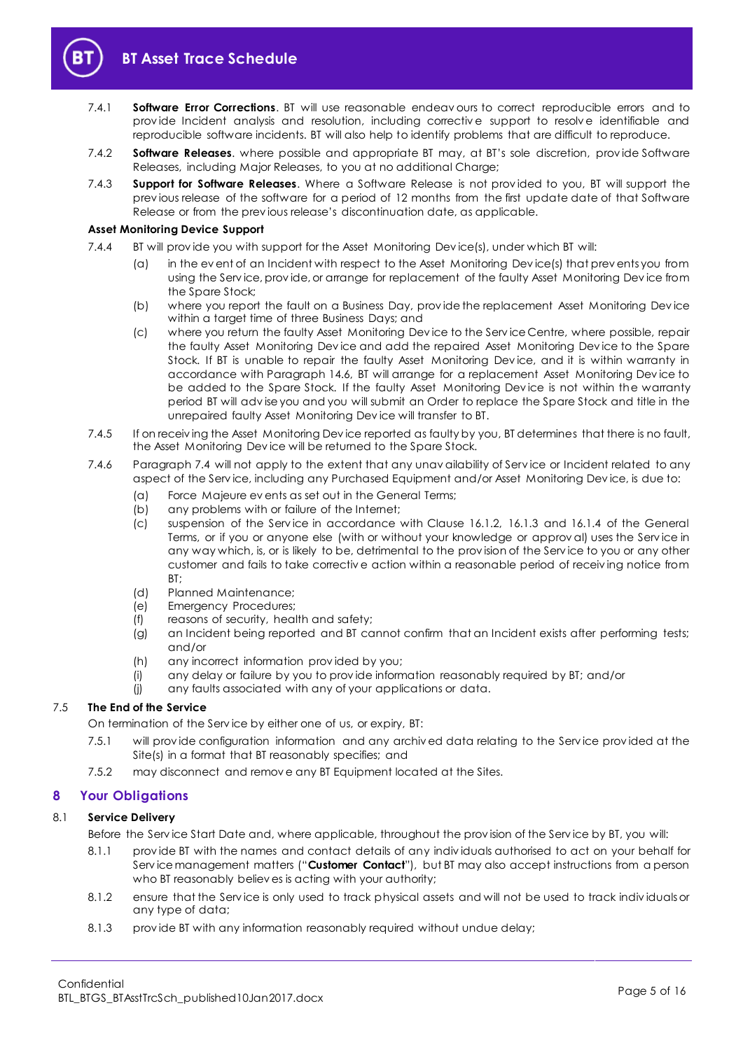7.4.1 **Software Error Corrections**. BT will use reasonable endeavours to correct reproducible errors and to provide Incident analysis and resolution, including corrective support to resolve identifiable and reproducible software incidents. BT will also help to identify problems that are difficult to reproduce.

7.4.2 **Software Releases**. where possible and appropriate BT may, at BT's sole discretion, provide Software Releases, including Major Releases, to you at no additional Charge;

7.4.3 **Support for Software Releases**. Where a Software Release is not provided to you, BT will support the previous release of the software for a period of 12 months from the first update date of that Software Release or from the previous release's discontinuation date, as applicable.

**Asset Monitoring Device Support**

7.4.4 BT will provide you with support for the Asset Monitoring Device(s), under which BT will:

(a) in the event of an Incident with respect to the Asset Monitoring Device(s) that prevents you from using the Service, provide, or arrange for replacement of the faulty Asset Monitoring Device from the Spare Stock;

(b) where you report the fault on a Business Day, provide the replacement Asset Monitoring Device within a target time of three Business Days; and

(c) where you return the faulty Asset Monitoring Device to the Service Centre, where possible, repair the faulty Asset Monitoring Device and add the repaired Asset Monitoring Device to the Spare Stock. If BT is unable to repair the faulty Asset Monitoring Device, and it is within warranty in accordance with Paragraph 14.6, BT will arrange for a replacement Asset Monitoring Device to be added to the Spare Stock. If the faulty Asset Monitoring Device is not within the warranty period BT will advise you and you will submit an Order to replace the Spare Stock and title in the unrepaired faulty Asset Monitoring Device will transfer to BT.

7.4.5 If on receiving the Asset Monitoring Device reported as faulty by you, BT determines that there is no fault, the Asset Monitoring Device will be returned to the Spare Stock.

7.4.6 Paragraph 7.4 will not apply to the extent that any unavailability of Service or Incident related to any aspect of the Service, including any Purchased Equipment and/or Asset Monitoring Device, is due to:

(a) Force Majeure events as set out in the General Terms;

(b) any problems with or failure of the Internet;

(c) suspension of the Service in accordance with Clause 16.1.2, 16.1.3 and 16.1.4 of the General Terms, or if you or anyone else (with or without your knowledge or approval) uses the Service in any way which, is, or is likely to be, detrimental to the provision of the Service to you or any other customer and fails to take corrective action within a reasonable period of receiving notice from BT;

(d) Planned Maintenance;

(e) Emergency Procedures;

(f) reasons of security, health and safety;

(g) an Incident being reported and BT cannot confirm that an Incident exists after performing tests; and/or

(h) any incorrect information provided by you;

(i) any delay or failure by you to provide information reasonably required by BT; and/or

(j) any faults associated with any of your applications or data.

7.5 **The End of the Service**

On termination of the Service by either one of us, or expiry, BT:

7.5.1 will provide configuration information and any archived data relating to the Service provided at the Site(s) in a format that BT reasonably specifies; and

7.5.2 may disconnect and remove any BT Equipment located at the Sites.

## 8 Your Obligations

8.1 **Service Delivery**

Before the Service Start Date and, where applicable, throughout the provision of the Service by BT, you will:

8.1.1 provide BT with the names and contact details of any individuals authorised to act on your behalf for Service management matters ("**Customer Contact**"), but BT may also accept instructions from a person who BT reasonably believes is acting with your authority;

8.1.2 ensure that the Service is only used to track physical assets and will not be used to track individuals or any type of data;

8.1.3 provide BT with any information reasonably required without undue delay;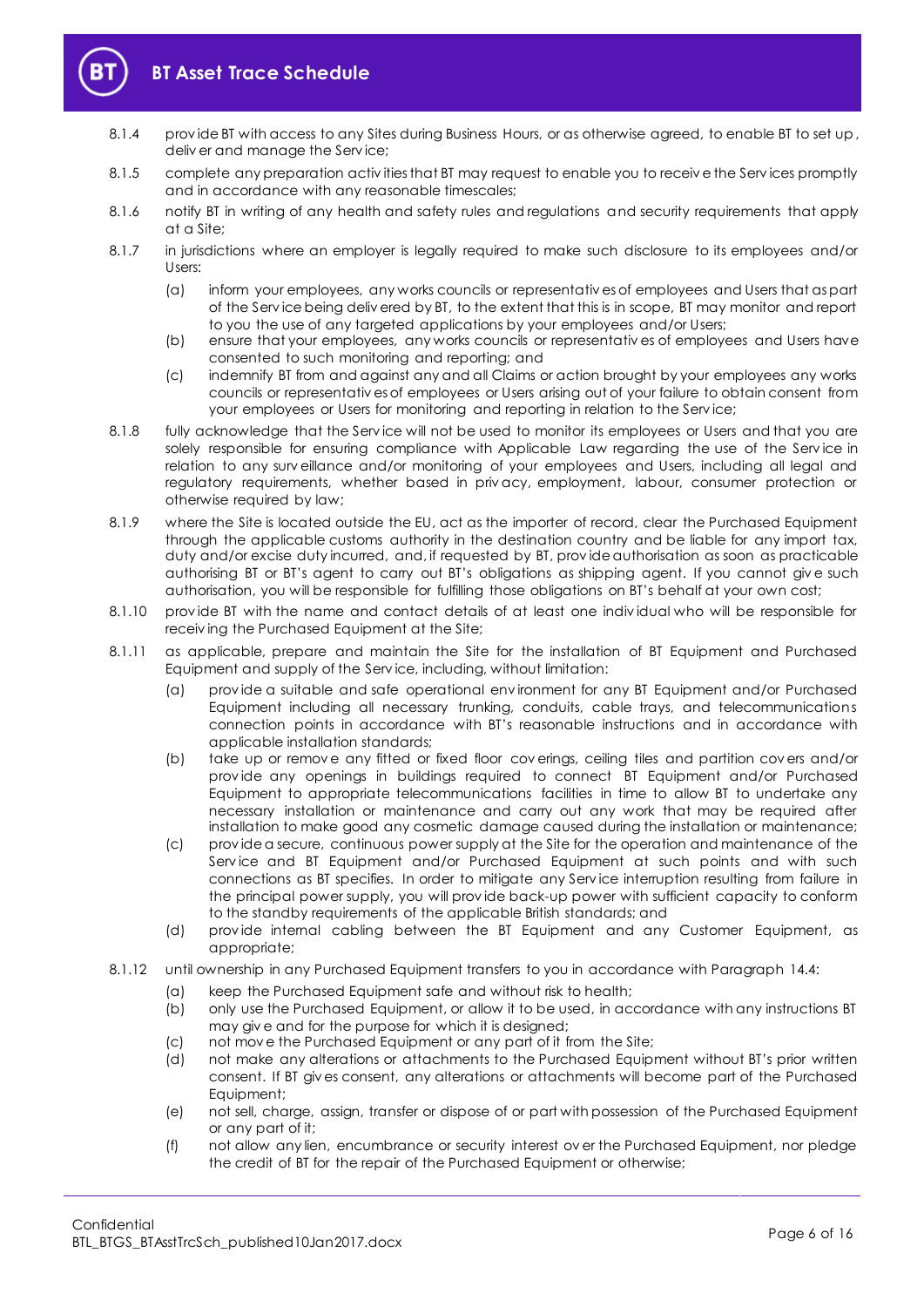8.1.4 provide BT with access to any Sites during Business Hours, or as otherwise agreed, to enable BT to set up, deliver and manage the Service;

8.1.5 complete any preparation activities that BT may request to enable you to receive the Services promptly and in accordance with any reasonable timescales;

8.1.6 notify BT in writing of any health and safety rules and regulations and security requirements that apply at a Site;

8.1.7 in jurisdictions where an employer is legally required to make such disclosure to its employees and/or Users:

(a) inform your employees, any works councils or representatives of employees and Users that as part of the Service being delivered by BT, to the extent that this is in scope, BT may monitor and report to you the use of any targeted applications by your employees and/or Users;

(b) ensure that your employees, any works councils or representatives of employees and Users have consented to such monitoring and reporting; and

(c) indemnify BT from and against any and all Claims or action brought by your employees any works councils or representatives of employees or Users arising out of your failure to obtain consent from your employees or Users for monitoring and reporting in relation to the Service;

8.1.8 fully acknowledge that the Service will not be used to monitor its employees or Users and that you are solely responsible for ensuring compliance with Applicable Law regarding the use of the Service in relation to any surveillance and/or monitoring of your employees and Users, including all legal and regulatory requirements, whether based in privacy, employment, labour, consumer protection or otherwise required by law;

8.1.9 where the Site is located outside the EU, act as the importer of record, clear the Purchased Equipment through the applicable customs authority in the destination country and be liable for any import tax, duty and/or excise duty incurred, and, if requested by BT, provide authorisation as soon as practicable authorising BT or BT's agent to carry out BT's obligations as shipping agent. If you cannot give such authorisation, you will be responsible for fulfilling those obligations on BT's behalf at your own cost;

8.1.10 provide BT with the name and contact details of at least one individual who will be responsible for receiving the Purchased Equipment at the Site;

8.1.11 as applicable, prepare and maintain the Site for the installation of BT Equipment and Purchased Equipment and supply of the Service, including, without limitation:

(a) provide a suitable and safe operational environment for any BT Equipment and/or Purchased Equipment including all necessary trunking, conduits, cable trays, and telecommunications connection points in accordance with BT's reasonable instructions and in accordance with applicable installation standards;

(b) take up or remove any fitted or fixed floor coverings, ceiling tiles and partition covers and/or provide any openings in buildings required to connect BT Equipment and/or Purchased Equipment to appropriate telecommunications facilities in time to allow BT to undertake any necessary installation or maintenance and carry out any work that may be required after installation to make good any cosmetic damage caused during the installation or maintenance;

(c) provide a secure, continuous power supply at the Site for the operation and maintenance of the Service and BT Equipment and/or Purchased Equipment at such points and with such connections as BT specifies. In order to mitigate any Service interruption resulting from failure in the principal power supply, you will provide back-up power with sufficient capacity to conform to the standby requirements of the applicable British standards; and

(d) provide internal cabling between the BT Equipment and any Customer Equipment, as appropriate;

8.1.12 until ownership in any Purchased Equipment transfers to you in accordance with Paragraph 14.4:

(a) keep the Purchased Equipment safe and without risk to health;

(b) only use the Purchased Equipment, or allow it to be used, in accordance with any instructions BT may give and for the purpose for which it is designed;

(c) not move the Purchased Equipment or any part of it from the Site;

(d) not make any alterations or attachments to the Purchased Equipment without BT's prior written consent. If BT gives consent, any alterations or attachments will become part of the Purchased Equipment;

(e) not sell, charge, assign, transfer or dispose of or part with possession of the Purchased Equipment or any part of it;

(f) not allow any lien, encumbrance or security interest over the Purchased Equipment, nor pledge the credit of BT for the repair of the Purchased Equipment or otherwise;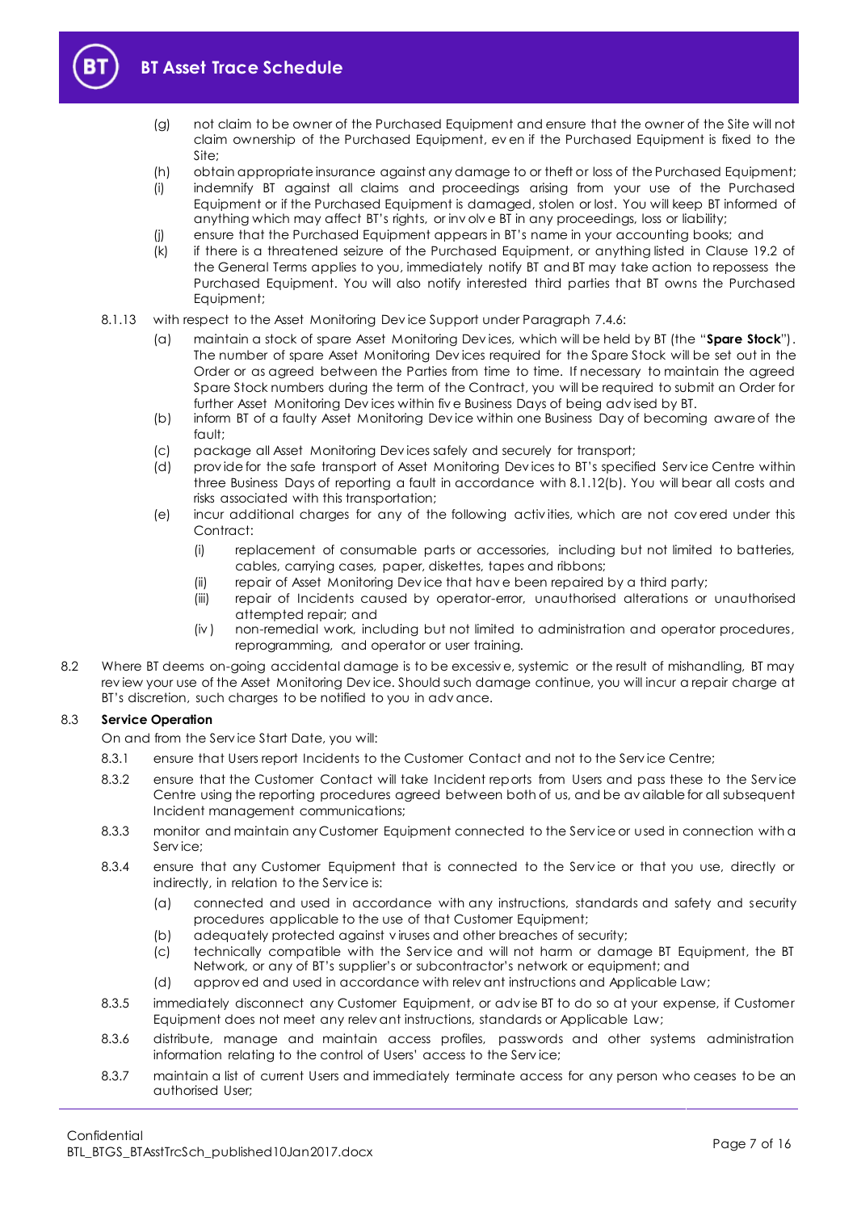(g) not claim to be owner of the Purchased Equipment and ensure that the owner of the Site will not claim ownership of the Purchased Equipment, even if the Purchased Equipment is fixed to the Site;

(h) obtain appropriate insurance against any damage to or theft or loss of the Purchased Equipment;

(i) indemnify BT against all claims and proceedings arising from your use of the Purchased Equipment or if the Purchased Equipment is damaged, stolen or lost. You will keep BT informed of anything which may affect BT's rights, or involve BT in any proceedings, loss or liability;

(j) ensure that the Purchased Equipment appears in BT's name in your accounting books; and

(k) if there is a threatened seizure of the Purchased Equipment, or anything listed in Clause 19.2 of the General Terms applies to you, immediately notify BT and BT may take action to repossess the Purchased Equipment. You will also notify interested third parties that BT owns the Purchased Equipment;

8.1.13 with respect to the Asset Monitoring Device Support under Paragraph 7.4.6:

(a) maintain a stock of spare Asset Monitoring Devices, which will be held by BT (the "**Spare Stock**"). The number of spare Asset Monitoring Devices required for the Spare Stock will be set out in the Order or as agreed between the Parties from time to time. If necessary to maintain the agreed Spare Stock numbers during the term of the Contract, you will be required to submit an Order for further Asset Monitoring Devices within five Business Days of being advised by BT.

(b) inform BT of a faulty Asset Monitoring Device within one Business Day of becoming aware of the fault;

(c) package all Asset Monitoring Devices safely and securely for transport;

(d) provide for the safe transport of Asset Monitoring Devices to BT's specified Service Centre within three Business Days of reporting a fault in accordance with 8.1.12(b). You will bear all costs and risks associated with this transportation;

(e) incur additional charges for any of the following activities, which are not covered under this Contract:

(i) replacement of consumable parts or accessories, including but not limited to batteries, cables, carrying cases, paper, diskettes, tapes and ribbons;

(ii) repair of Asset Monitoring Device that have been repaired by a third party;

(iii) repair of Incidents caused by operator-error, unauthorised alterations or unauthorised attempted repair; and

(iv) non-remedial work, including but not limited to administration and operator procedures, reprogramming, and operator or user training.

8.2 Where BT deems on-going accidental damage is to be excessive, systemic or the result of mishandling, BT may review your use of the Asset Monitoring Device. Should such damage continue, you will incur a repair charge at BT's discretion, such charges to be notified to you in advance.

## 8.3 Service Operation

On and from the Service Start Date, you will:

8.3.1 ensure that Users report Incidents to the Customer Contact and not to the Service Centre;

8.3.2 ensure that the Customer Contact will take Incident reports from Users and pass these to the Service Centre using the reporting procedures agreed between both of us, and be available for all subsequent Incident management communications;

8.3.3 monitor and maintain any Customer Equipment connected to the Service or used in connection with a Service;

8.3.4 ensure that any Customer Equipment that is connected to the Service or that you use, directly or indirectly, in relation to the Service is:

(a) connected and used in accordance with any instructions, standards and safety and security procedures applicable to the use of that Customer Equipment;

(b) adequately protected against viruses and other breaches of security;

(c) technically compatible with the Service and will not harm or damage BT Equipment, the BT Network, or any of BT's supplier's or subcontractor's network or equipment; and

(d) approved and used in accordance with relevant instructions and Applicable Law;

8.3.5 immediately disconnect any Customer Equipment, or advise BT to do so at your expense, if Customer Equipment does not meet any relevant instructions, standards or Applicable Law;

8.3.6 distribute, manage and maintain access profiles, passwords and other systems administration information relating to the control of Users' access to the Service;

8.3.7 maintain a list of current Users and immediately terminate access for any person who ceases to be an authorised User;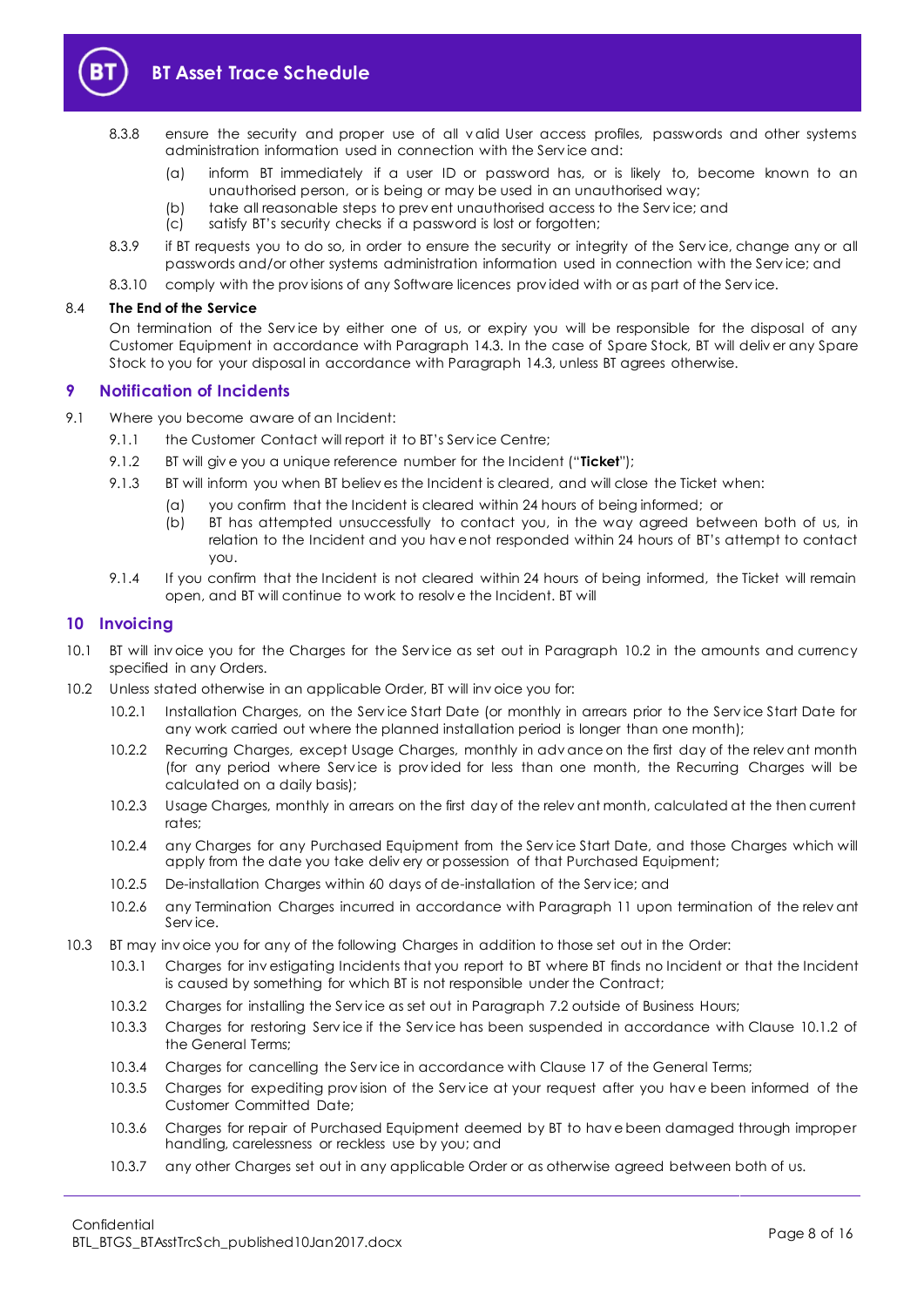8.3.8 ensure the security and proper use of all valid User access profiles, passwords and other systems administration information used in connection with the Service and:

(a) inform BT immediately if a user ID or password has, or is likely to, become known to an unauthorised person, or is being or may be used in an unauthorised way;

(b) take all reasonable steps to prevent unauthorised access to the Service; and

(c) satisfy BT's security checks if a password is lost or forgotten;

8.3.9 if BT requests you to do so, in order to ensure the security or integrity of the Service, change any or all passwords and/or other systems administration information used in connection with the Service; and

8.3.10 comply with the provisions of any Software licences provided with or as part of the Service.

8.4 **The End of the Service**

On termination of the Service by either one of us, or expiry you will be responsible for the disposal of any Customer Equipment in accordance with Paragraph 14.3. In the case of Spare Stock, BT will deliver any Spare Stock to you for your disposal in accordance with Paragraph 14.3, unless BT agrees otherwise.

## 9 Notification of Incidents

9.1 Where you become aware of an Incident:

9.1.1 the Customer Contact will report it to BT's Service Centre;

9.1.2 BT will give you a unique reference number for the Incident ("**Ticket**");

9.1.3 BT will inform you when BT believes the Incident is cleared, and will close the Ticket when:

(a) you confirm that the Incident is cleared within 24 hours of being informed; or

(b) BT has attempted unsuccessfully to contact you, in the way agreed between both of us, in relation to the Incident and you have not responded within 24 hours of BT's attempt to contact you.

9.1.4 If you confirm that the Incident is not cleared within 24 hours of being informed, the Ticket will remain open, and BT will continue to work to resolve the Incident. BT will

## 10 Invoicing

10.1 BT will invoice you for the Charges for the Service as set out in Paragraph 10.2 in the amounts and currency specified in any Orders.

10.2 Unless stated otherwise in an applicable Order, BT will invoice you for:

10.2.1 Installation Charges, on the Service Start Date (or monthly in arrears prior to the Service Start Date for any work carried out where the planned installation period is longer than one month);

10.2.2 Recurring Charges, except Usage Charges, monthly in advance on the first day of the relevant month (for any period where Service is provided for less than one month, the Recurring Charges will be calculated on a daily basis);

10.2.3 Usage Charges, monthly in arrears on the first day of the relevant month, calculated at the then current rates;

10.2.4 any Charges for any Purchased Equipment from the Service Start Date, and those Charges which will apply from the date you take delivery or possession of that Purchased Equipment;

10.2.5 De-installation Charges within 60 days of de-installation of the Service; and

10.2.6 any Termination Charges incurred in accordance with Paragraph 11 upon termination of the relevant Service.

10.3 BT may invoice you for any of the following Charges in addition to those set out in the Order:

10.3.1 Charges for investigating Incidents that you report to BT where BT finds no Incident or that the Incident is caused by something for which BT is not responsible under the Contract;

10.3.2 Charges for installing the Service as set out in Paragraph 7.2 outside of Business Hours;

10.3.3 Charges for restoring Service if the Service has been suspended in accordance with Clause 10.1.2 of the General Terms;

10.3.4 Charges for cancelling the Service in accordance with Clause 17 of the General Terms;

10.3.5 Charges for expediting provision of the Service at your request after you have been informed of the Customer Committed Date;

10.3.6 Charges for repair of Purchased Equipment deemed by BT to have been damaged through improper handling, carelessness or reckless use by you; and

10.3.7 any other Charges set out in any applicable Order or as otherwise agreed between both of us.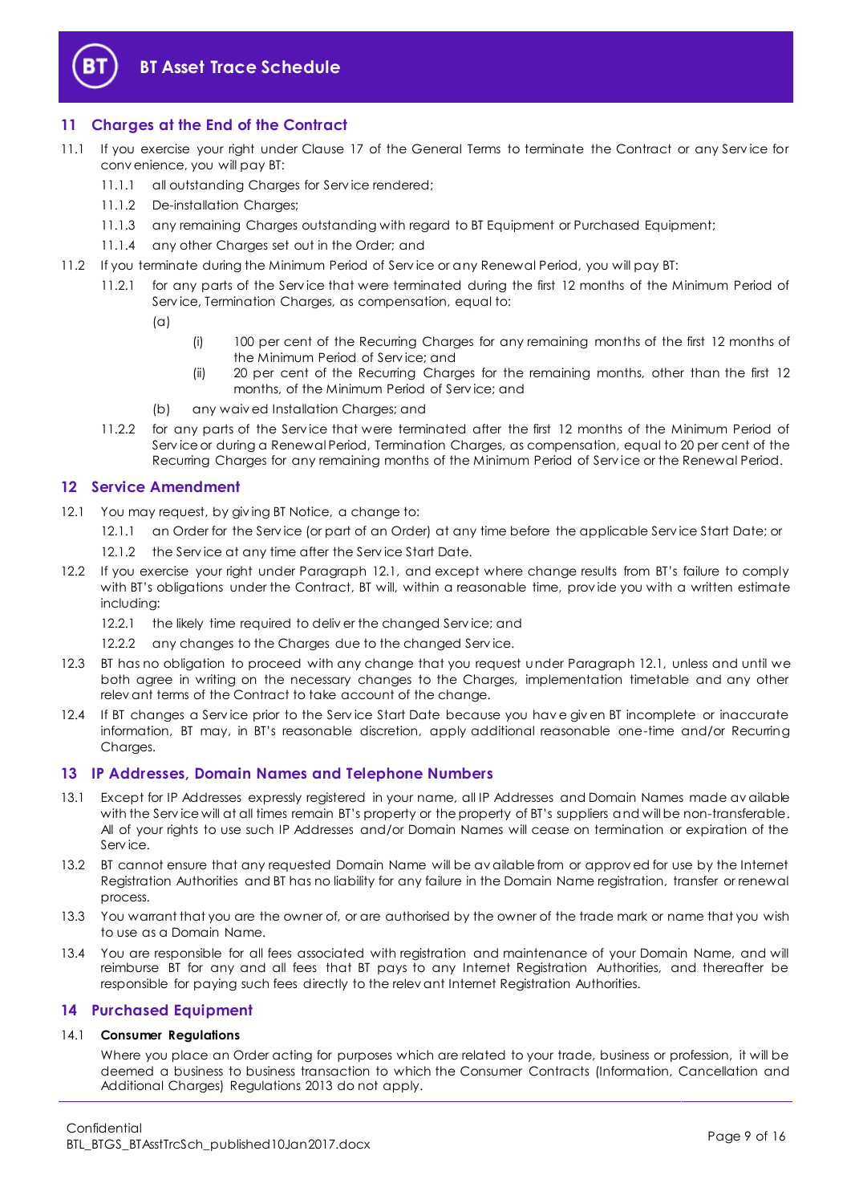## 11 Charges at the End of the Contract

11.1 If you exercise your right under Clause 17 of the General Terms to terminate the Contract or any Service for convenience, you will pay BT:

11.1.1 all outstanding Charges for Service rendered;

11.1.2 De-installation Charges;

11.1.3 any remaining Charges outstanding with regard to BT Equipment or Purchased Equipment;

11.1.4 any other Charges set out in the Order; and

11.2 If you terminate during the Minimum Period of Service or any Renewal Period, you will pay BT:

11.2.1 for any parts of the Service that were terminated during the first 12 months of the Minimum Period of Service, Termination Charges, as compensation, equal to:

(a)

(i) 100 per cent of the Recurring Charges for any remaining months of the first 12 months of the Minimum Period of Service; and

(ii) 20 per cent of the Recurring Charges for the remaining months, other than the first 12 months, of the Minimum Period of Service; and

(b) any waived Installation Charges; and

11.2.2 for any parts of the Service that were terminated after the first 12 months of the Minimum Period of Service or during a Renewal Period, Termination Charges, as compensation, equal to 20 per cent of the Recurring Charges for any remaining months of the Minimum Period of Service or the Renewal Period.

## 12 Service Amendment

12.1 You may request, by giving BT Notice, a change to:

12.1.1 an Order for the Service (or part of an Order) at any time before the applicable Service Start Date; or

12.1.2 the Service at any time after the Service Start Date.

12.2 If you exercise your right under Paragraph 12.1, and except where change results from BT's failure to comply with BT's obligations under the Contract, BT will, within a reasonable time, provide you with a written estimate including:

12.2.1 the likely time required to deliver the changed Service; and

12.2.2 any changes to the Charges due to the changed Service.

12.3 BT has no obligation to proceed with any change that you request under Paragraph 12.1, unless and until we both agree in writing on the necessary changes to the Charges, implementation timetable and any other relevant terms of the Contract to take account of the change.

12.4 If BT changes a Service prior to the Service Start Date because you have given BT incomplete or inaccurate information, BT may, in BT's reasonable discretion, apply additional reasonable one-time and/or Recurring Charges.

## 13 IP Addresses, Domain Names and Telephone Numbers

13.1 Except for IP Addresses expressly registered in your name, all IP Addresses and Domain Names made available with the Service will at all times remain BT's property or the property of BT's suppliers and will be non-transferable. All of your rights to use such IP Addresses and/or Domain Names will cease on termination or expiration of the Service.

13.2 BT cannot ensure that any requested Domain Name will be available from or approved for use by the Internet Registration Authorities and BT has no liability for any failure in the Domain Name registration, transfer or renewal process.

13.3 You warrant that you are the owner of, or are authorised by the owner of the trade mark or name that you wish to use as a Domain Name.

13.4 You are responsible for all fees associated with registration and maintenance of your Domain Name, and will reimburse BT for any and all fees that BT pays to any Internet Registration Authorities, and thereafter be responsible for paying such fees directly to the relevant Internet Registration Authorities.

## 14 Purchased Equipment

14.1 **Consumer Regulations**

Where you place an Order acting for purposes which are related to your trade, business or profession, it will be deemed a business to business transaction to which the Consumer Contracts (Information, Cancellation and Additional Charges) Regulations 2013 do not apply.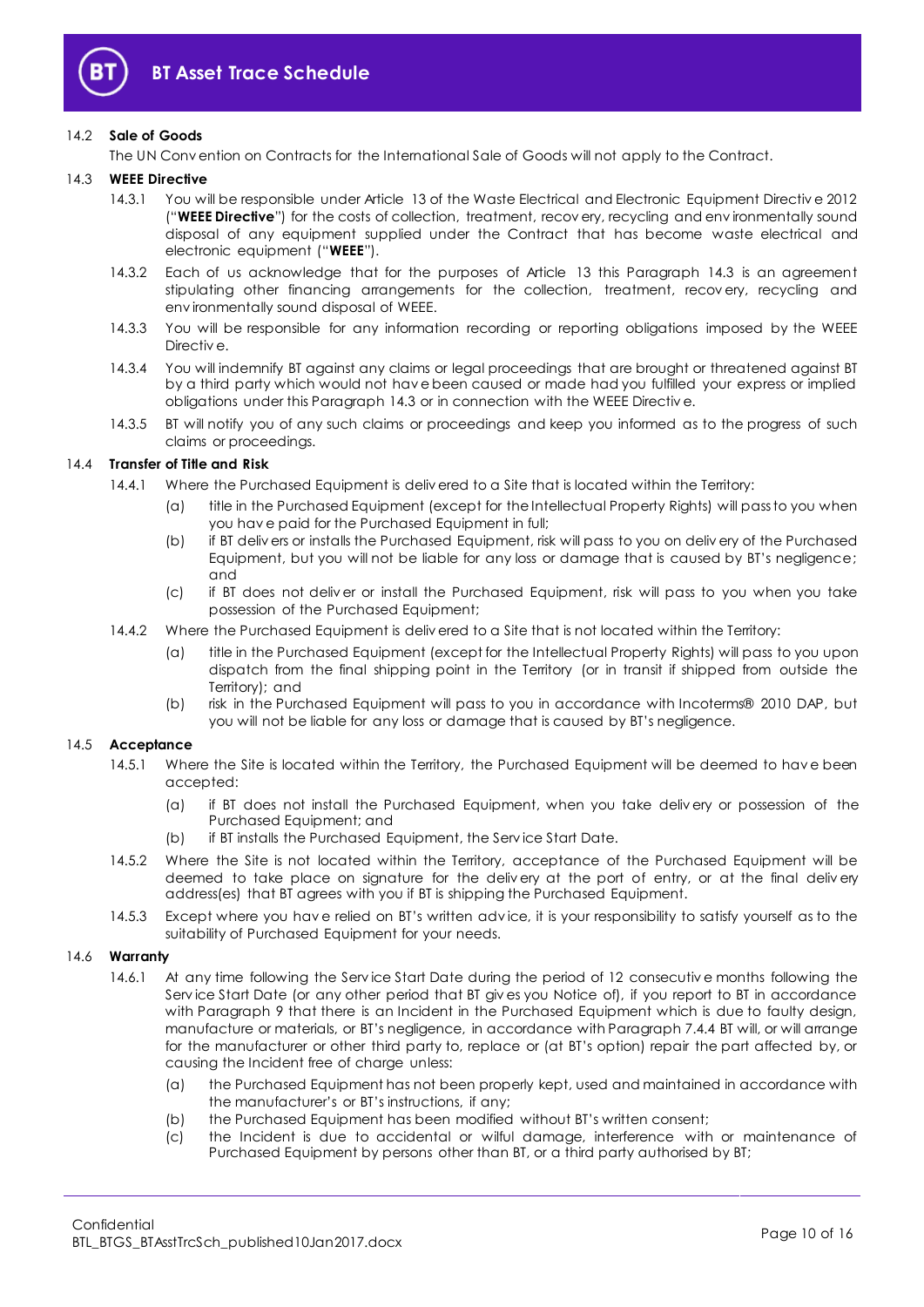14.2 **Sale of Goods**

The UN Convention on Contracts for the International Sale of Goods will not apply to the Contract.

14.3 **WEEE Directive**

14.3.1 You will be responsible under Article 13 of the Waste Electrical and Electronic Equipment Directive 2012 ("**WEEE Directive**") for the costs of collection, treatment, recovery, recycling and environmentally sound disposal of any equipment supplied under the Contract that has become waste electrical and electronic equipment ("**WEEE**").

14.3.2 Each of us acknowledge that for the purposes of Article 13 this Paragraph 14.3 is an agreement stipulating other financing arrangements for the collection, treatment, recovery, recycling and environmentally sound disposal of WEEE.

14.3.3 You will be responsible for any information recording or reporting obligations imposed by the WEEE Directive.

14.3.4 You will indemnify BT against any claims or legal proceedings that are brought or threatened against BT by a third party which would not have been caused or made had you fulfilled your express or implied obligations under this Paragraph 14.3 or in connection with the WEEE Directive.

14.3.5 BT will notify you of any such claims or proceedings and keep you informed as to the progress of such claims or proceedings.

14.4 **Transfer of Title and Risk**

14.4.1 Where the Purchased Equipment is delivered to a Site that is located within the Territory:

(a) title in the Purchased Equipment (except for the Intellectual Property Rights) will pass to you when you have paid for the Purchased Equipment in full;

(b) if BT delivers or installs the Purchased Equipment, risk will pass to you on delivery of the Purchased Equipment, but you will not be liable for any loss or damage that is caused by BT's negligence; and

(c) if BT does not deliver or install the Purchased Equipment, risk will pass to you when you take possession of the Purchased Equipment;

14.4.2 Where the Purchased Equipment is delivered to a Site that is not located within the Territory:

(a) title in the Purchased Equipment (except for the Intellectual Property Rights) will pass to you upon dispatch from the final shipping point in the Territory (or in transit if shipped from outside the Territory); and

(b) risk in the Purchased Equipment will pass to you in accordance with Incoterms® 2010 DAP, but you will not be liable for any loss or damage that is caused by BT's negligence.

14.5 **Acceptance**

14.5.1 Where the Site is located within the Territory, the Purchased Equipment will be deemed to have been accepted:

(a) if BT does not install the Purchased Equipment, when you take delivery or possession of the Purchased Equipment; and

(b) if BT installs the Purchased Equipment, the Service Start Date.

14.5.2 Where the Site is not located within the Territory, acceptance of the Purchased Equipment will be deemed to take place on signature for the delivery at the port of entry, or at the final delivery address(es) that BT agrees with you if BT is shipping the Purchased Equipment.

14.5.3 Except where you have relied on BT's written advice, it is your responsibility to satisfy yourself as to the suitability of Purchased Equipment for your needs.

14.6 **Warranty**

14.6.1 At any time following the Service Start Date during the period of 12 consecutive months following the Service Start Date (or any other period that BT gives you Notice of), if you report to BT in accordance with Paragraph 9 that there is an Incident in the Purchased Equipment which is due to faulty design, manufacture or materials, or BT's negligence, in accordance with Paragraph 7.4.4 BT will, or will arrange for the manufacturer or other third party to, replace or (at BT's option) repair the part affected by, or causing the Incident free of charge unless:

(a) the Purchased Equipment has not been properly kept, used and maintained in accordance with the manufacturer's or BT's instructions, if any;

(b) the Purchased Equipment has been modified without BT's written consent;

(c) the Incident is due to accidental or wilful damage, interference with or maintenance of Purchased Equipment by persons other than BT, or a third party authorised by BT;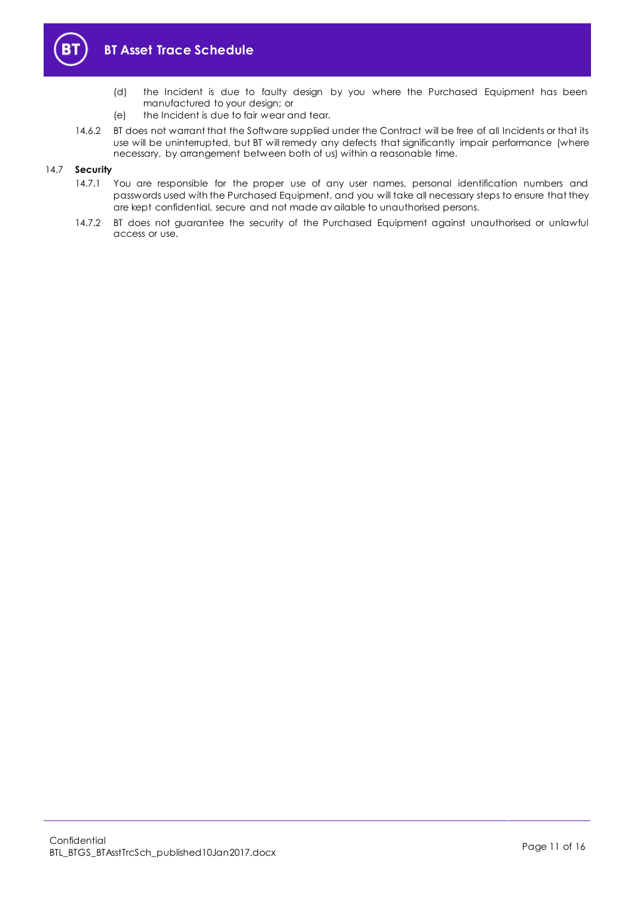(d) the Incident is due to faulty design by you where the Purchased Equipment has been manufactured to your design; or

(e) the Incident is due to fair wear and tear.

14.6.2 BT does not warrant that the Software supplied under the Contract will be free of all Incidents or that its use will be uninterrupted, but BT will remedy any defects that significantly impair performance (where necessary, by arrangement between both of us) within a reasonable time.

14.7 **Security**

14.7.1 You are responsible for the proper use of any user names, personal identification numbers and passwords used with the Purchased Equipment, and you will take all necessary steps to ensure that they are kept confidential, secure and not made available to unauthorised persons.

14.7.2 BT does not guarantee the security of the Purchased Equipment against unauthorised or unlawful access or use.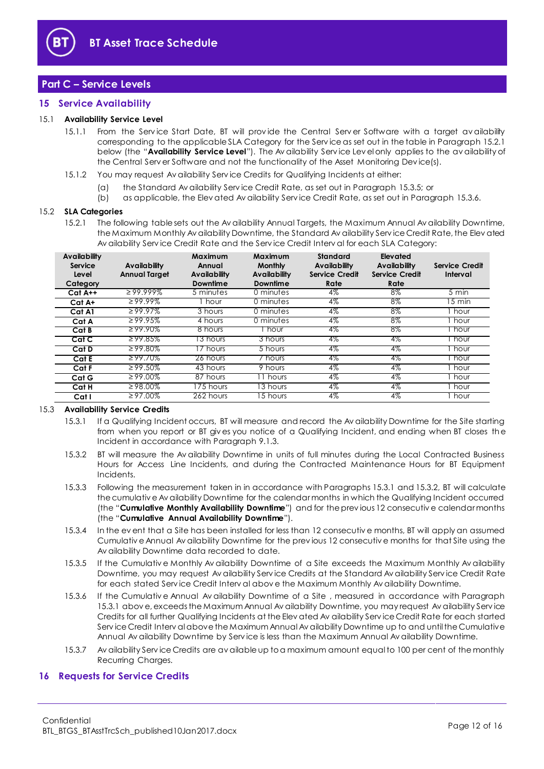## Part C – Service Levels

### 15 Service Availability

**15.1 Availability Service Level**

15.1.1 From the Service Start Date, BT will provide the Central Server Software with a target availability corresponding to the applicable SLA Category for the Service as set out in the table in Paragraph 15.2.1 below (the "**Availability Service Level**"). The Availability Service Level only applies to the availability of the Central Server Software and not the functionality of the Asset Monitoring Device(s).

15.1.2 You may request Availability Service Credits for Qualifying Incidents at either:

(a) the Standard Availability Service Credit Rate, as set out in Paragraph 15.3.5; or

(b) as applicable, the Elevated Availability Service Credit Rate, as set out in Paragraph 15.3.6.

**15.2 SLA Categories**

15.2.1 The following table sets out the Availability Annual Targets, the Maximum Annual Availability Downtime, the Maximum Monthly Availability Downtime, the Standard Availability Service Credit Rate, the Elevated Availability Service Credit Rate and the Service Credit Interval for each SLA Category:

| Availability Service Level Category | Availability Annual Target | Maximum Annual Availability Downtime | Maximum Monthly Availability Downtime | Standard Availability Service Credit Rate | Elevated Availability Service Credit Rate | Service Credit Interval |
|---|---|---|---|---|---|---|
| **Cat A++** | ≥ 99.999% | 5 minutes | 0 minutes | 4% | 8% | 5 min |
| **Cat A+** | ≥ 99.99% | 1 hour | 0 minutes | 4% | 8% | 15 min |
| **Cat A1** | ≥ 99.97% | 3 hours | 0 minutes | 4% | 8% | 1 hour |
| **Cat A** | ≥ 99.95% | 4 hours | 0 minutes | 4% | 8% | 1 hour |
| **Cat B** | ≥ 99.90% | 8 hours | 1 hour | 4% | 8% | 1 hour |
| **Cat C** | ≥ 99.85% | 13 hours | 3 hours | 4% | 4% | 1 hour |
| **Cat D** | ≥ 99.80% | 17 hours | 5 hours | 4% | 4% | 1 hour |
| **Cat E** | ≥ 99.70% | 26 hours | 7 hours | 4% | 4% | 1 hour |
| **Cat F** | ≥ 99.50% | 43 hours | 9 hours | 4% | 4% | 1 hour |
| **Cat G** | ≥ 99.00% | 87 hours | 11 hours | 4% | 4% | 1 hour |
| **Cat H** | ≥ 98.00% | 175 hours | 13 hours | 4% | 4% | 1 hour |
| **Cat I** | ≥ 97.00% | 262 hours | 15 hours | 4% | 4% | 1 hour |

**15.3 Availability Service Credits**

15.3.1 If a Qualifying Incident occurs, BT will measure and record the Availability Downtime for the Site starting from when you report or BT gives you notice of a Qualifying Incident, and ending when BT closes the Incident in accordance with Paragraph 9.1.3.

15.3.2 BT will measure the Availability Downtime in units of full minutes during the Local Contracted Business Hours for Access Line Incidents, and during the Contracted Maintenance Hours for BT Equipment Incidents.

15.3.3 Following the measurement taken in in accordance with Paragraphs 15.3.1 and 15.3.2, BT will calculate the cumulative Availability Downtime for the calendar months in which the Qualifying Incident occurred (the "**Cumulative Monthly Availability Downtime**") and for the previous 12 consecutive calendar months (the "**Cumulative Annual Availability Downtime**").

15.3.4 In the event that a Site has been installed for less than 12 consecutive months, BT will apply an assumed Cumulative Annual Availability Downtime for the previous 12 consecutive months for that Site using the Availability Downtime data recorded to date.

15.3.5 If the Cumulative Monthly Availability Downtime of a Site exceeds the Maximum Monthly Availability Downtime, you may request Availability Service Credits at the Standard Availability Service Credit Rate for each stated Service Credit Interval above the Maximum Monthly Availability Downtime.

15.3.6 If the Cumulative Annual Availability Downtime of a Site , measured in accordance with Paragraph 15.3.1 above, exceeds the Maximum Annual Availability Downtime, you may request Availability Service Credits for all further Qualifying Incidents at the Elevated Availability Service Credit Rate for each started Service Credit Interval above the Maximum Annual Availability Downtime up to and until the Cumulative Annual Availability Downtime by Service is less than the Maximum Annual Availability Downtime.

15.3.7 Availability Service Credits are available up to a maximum amount equal to 100 per cent of the monthly Recurring Charges.

### 16 Requests for Service Credits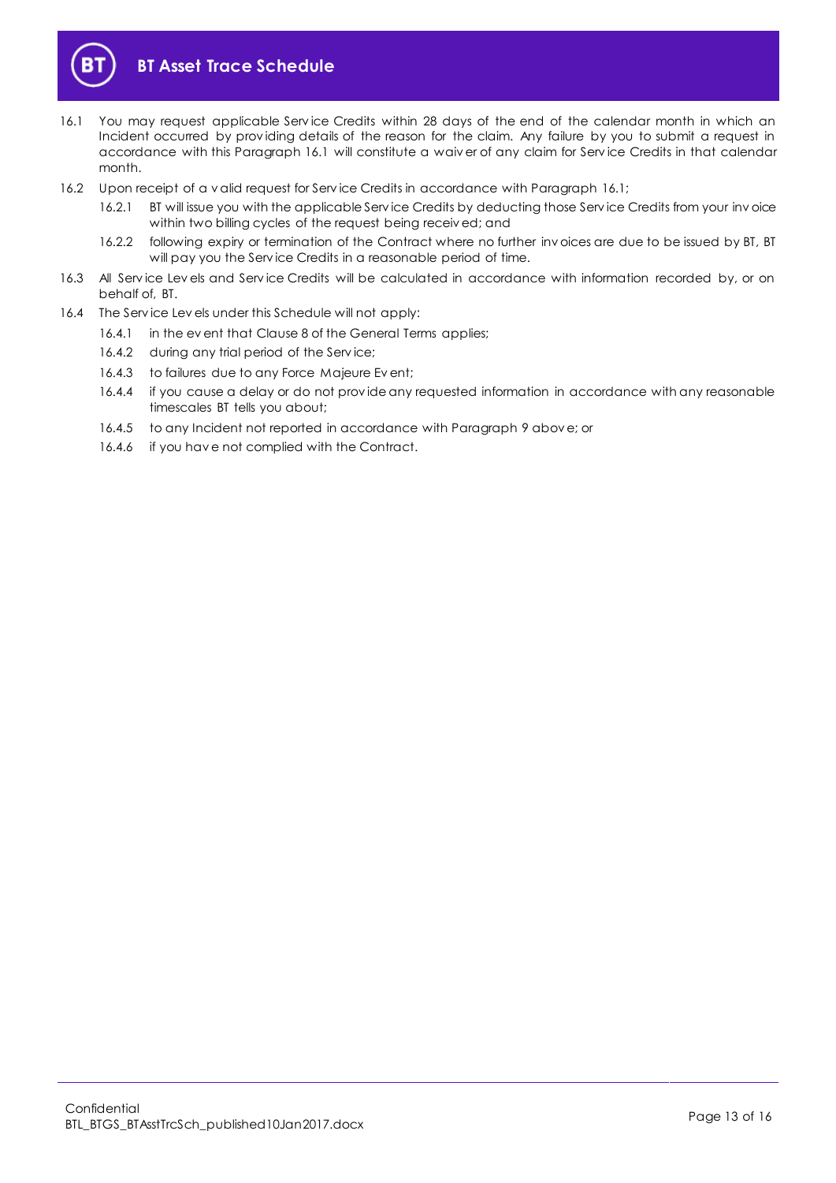16.1 You may request applicable Service Credits within 28 days of the end of the calendar month in which an Incident occurred by providing details of the reason for the claim. Any failure by you to submit a request in accordance with this Paragraph 16.1 will constitute a waiver of any claim for Service Credits in that calendar month.

16.2 Upon receipt of a valid request for Service Credits in accordance with Paragraph 16.1;

  16.2.1 BT will issue you with the applicable Service Credits by deducting those Service Credits from your invoice within two billing cycles of the request being received; and

  16.2.2 following expiry or termination of the Contract where no further invoices are due to be issued by BT, BT will pay you the Service Credits in a reasonable period of time.

16.3 All Service Levels and Service Credits will be calculated in accordance with information recorded by, or on behalf of, BT.

16.4 The Service Levels under this Schedule will not apply:

  16.4.1 in the event that Clause 8 of the General Terms applies;

  16.4.2 during any trial period of the Service;

  16.4.3 to failures due to any Force Majeure Event;

  16.4.4 if you cause a delay or do not provide any requested information in accordance with any reasonable timescales BT tells you about;

  16.4.5 to any Incident not reported in accordance with Paragraph 9 above; or

  16.4.6 if you have not complied with the Contract.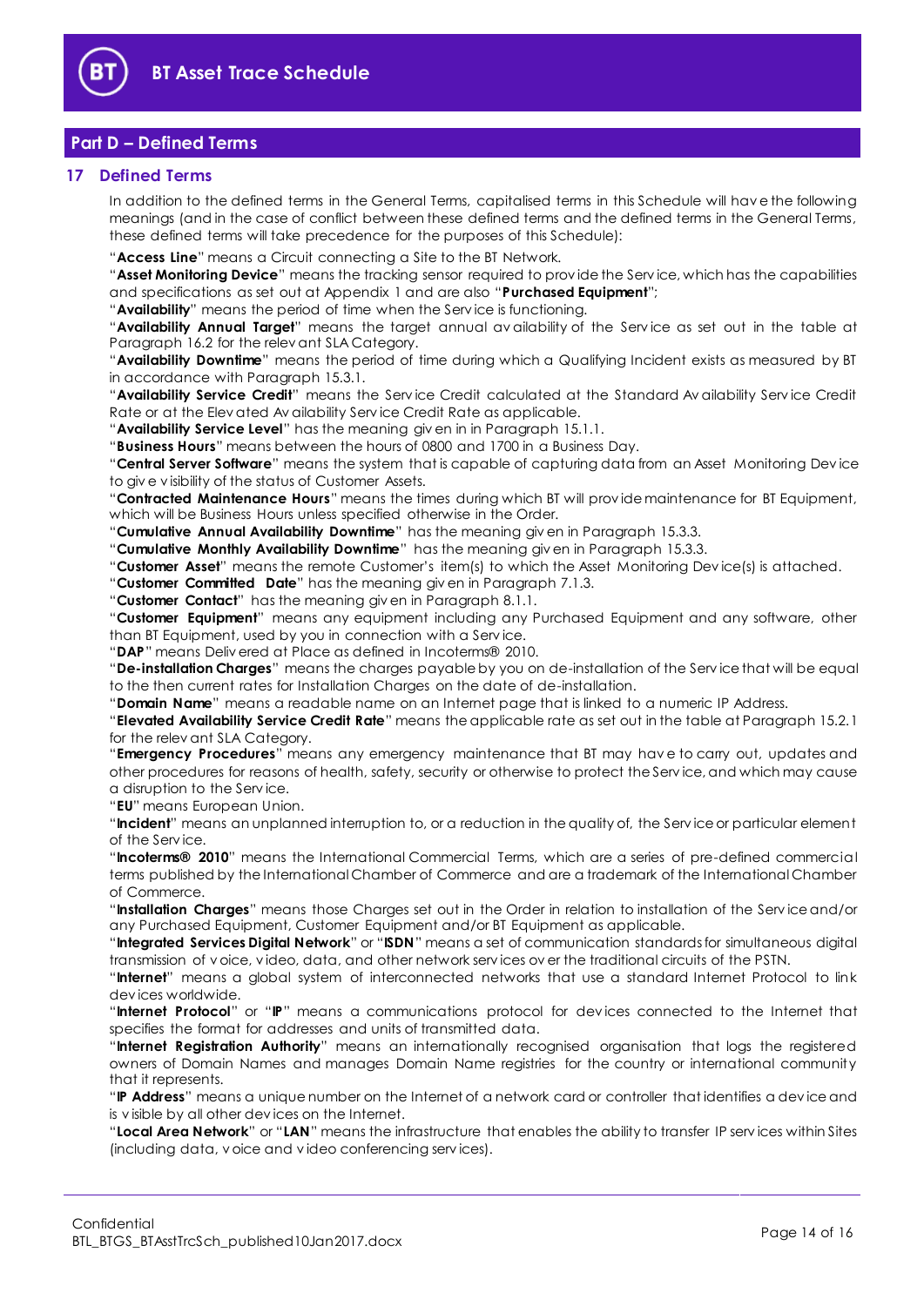## Part D – Defined Terms

### 17 Defined Terms

In addition to the defined terms in the General Terms, capitalised terms in this Schedule will have the following meanings (and in the case of conflict between these defined terms and the defined terms in the General Terms, these defined terms will take precedence for the purposes of this Schedule):

"**Access Line**" means a Circuit connecting a Site to the BT Network.

"**Asset Monitoring Device**" means the tracking sensor required to provide the Service, which has the capabilities and specifications as set out at Appendix 1 and are also "**Purchased Equipment**";

"**Availability**" means the period of time when the Service is functioning.

"**Availability Annual Target**" means the target annual availability of the Service as set out in the table at Paragraph 16.2 for the relevant SLA Category.

"**Availability Downtime**" means the period of time during which a Qualifying Incident exists as measured by BT in accordance with Paragraph 15.3.1.

"**Availability Service Credit**" means the Service Credit calculated at the Standard Availability Service Credit Rate or at the Elevated Availability Service Credit Rate as applicable.

"**Availability Service Level**" has the meaning given in in Paragraph 15.1.1.

"**Business Hours**" means between the hours of 0800 and 1700 in a Business Day.

"**Central Server Software**" means the system that is capable of capturing data from an Asset Monitoring Device to give visibility of the status of Customer Assets.

"**Contracted Maintenance Hours**" means the times during which BT will provide maintenance for BT Equipment, which will be Business Hours unless specified otherwise in the Order.

"**Cumulative Annual Availability Downtime**" has the meaning given in Paragraph 15.3.3.

"**Cumulative Monthly Availability Downtime**" has the meaning given in Paragraph 15.3.3.

"**Customer Asset**" means the remote Customer's item(s) to which the Asset Monitoring Device(s) is attached.

"**Customer Committed Date**" has the meaning given in Paragraph 7.1.3.

"**Customer Contact**" has the meaning given in Paragraph 8.1.1.

"**Customer Equipment**" means any equipment including any Purchased Equipment and any software, other than BT Equipment, used by you in connection with a Service.

"**DAP**" means Delivered at Place as defined in Incoterms® 2010.

"**De-installation Charges**" means the charges payable by you on de-installation of the Service that will be equal to the then current rates for Installation Charges on the date of de-installation.

"**Domain Name**" means a readable name on an Internet page that is linked to a numeric IP Address.

"**Elevated Availability Service Credit Rate**" means the applicable rate as set out in the table at Paragraph 15.2.1 for the relevant SLA Category.

"**Emergency Procedures**" means any emergency maintenance that BT may have to carry out, updates and other procedures for reasons of health, safety, security or otherwise to protect the Service, and which may cause a disruption to the Service.

"**EU**" means European Union.

"**Incident**" means an unplanned interruption to, or a reduction in the quality of, the Service or particular element of the Service.

"**Incoterms® 2010**" means the International Commercial Terms, which are a series of pre-defined commercial terms published by the International Chamber of Commerce and are a trademark of the International Chamber of Commerce.

"**Installation Charges**" means those Charges set out in the Order in relation to installation of the Service and/or any Purchased Equipment, Customer Equipment and/or BT Equipment as applicable.

"**Integrated Services Digital Network**" or "**ISDN**" means a set of communication standards for simultaneous digital transmission of voice, video, data, and other network services over the traditional circuits of the PSTN.

"**Internet**" means a global system of interconnected networks that use a standard Internet Protocol to link devices worldwide.

"**Internet Protocol**" or "**IP**" means a communications protocol for devices connected to the Internet that specifies the format for addresses and units of transmitted data.

"**Internet Registration Authority**" means an internationally recognised organisation that logs the registered owners of Domain Names and manages Domain Name registries for the country or international community that it represents.

"**IP Address**" means a unique number on the Internet of a network card or controller that identifies a device and is visible by all other devices on the Internet.

"**Local Area Network**" or "**LAN**" means the infrastructure that enables the ability to transfer IP services within Sites (including data, voice and video conferencing services).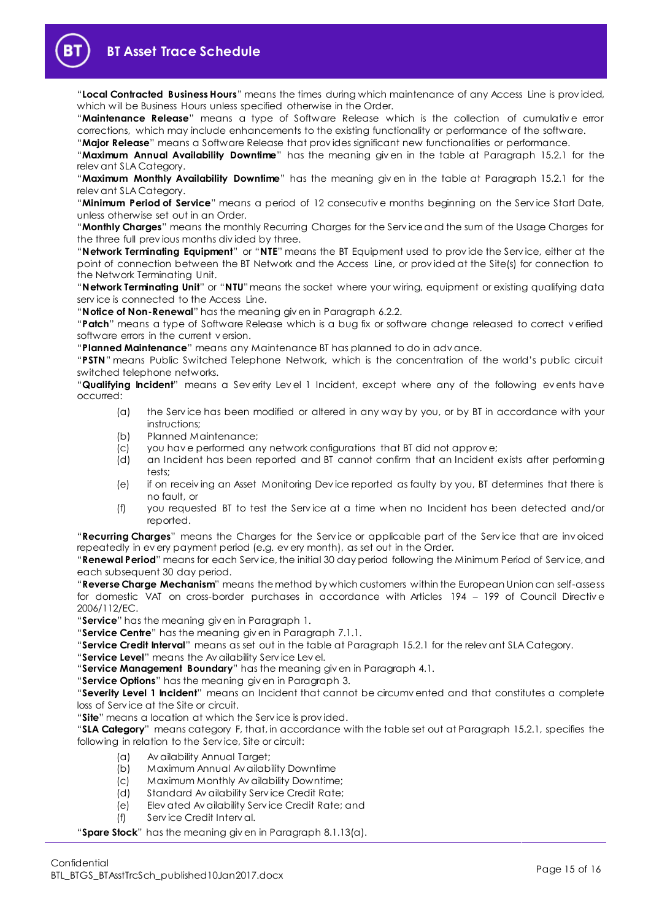"**Local Contracted Business Hours**" means the times during which maintenance of any Access Line is provided, which will be Business Hours unless specified otherwise in the Order.

"**Maintenance Release**" means a type of Software Release which is the collection of cumulative error corrections, which may include enhancements to the existing functionality or performance of the software.

"**Major Release**" means a Software Release that provides significant new functionalities or performance.

"**Maximum Annual Availability Downtime**" has the meaning given in the table at Paragraph 15.2.1 for the relevant SLA Category.

"**Maximum Monthly Availability Downtime**" has the meaning given in the table at Paragraph 15.2.1 for the relevant SLA Category.

"**Minimum Period of Service**" means a period of 12 consecutive months beginning on the Service Start Date, unless otherwise set out in an Order.

"**Monthly Charges**" means the monthly Recurring Charges for the Service and the sum of the Usage Charges for the three full previous months divided by three.

"**Network Terminating Equipment**" or "**NTE**" means the BT Equipment used to provide the Service, either at the point of connection between the BT Network and the Access Line, or provided at the Site(s) for connection to the Network Terminating Unit.

"**Network Terminating Unit**" or "**NTU**" means the socket where your wiring, equipment or existing qualifying data service is connected to the Access Line.

"**Notice of Non-Renewal**" has the meaning given in Paragraph 6.2.2.

"**Patch**" means a type of Software Release which is a bug fix or software change released to correct verified software errors in the current version.

"**Planned Maintenance**" means any Maintenance BT has planned to do in advance.

"**PSTN**" means Public Switched Telephone Network, which is the concentration of the world's public circuit switched telephone networks.

"**Qualifying Incident**" means a Severity Level 1 Incident, except where any of the following events have occurred:

(a) the Service has been modified or altered in any way by you, or by BT in accordance with your instructions;
(b) Planned Maintenance;
(c) you have performed any network configurations that BT did not approve;
(d) an Incident has been reported and BT cannot confirm that an Incident exists after performing tests;
(e) if on receiving an Asset Monitoring Device reported as faulty by you, BT determines that there is no fault, or
(f) you requested BT to test the Service at a time when no Incident has been detected and/or reported.

"**Recurring Charges**" means the Charges for the Service or applicable part of the Service that are invoiced repeatedly in every payment period (e.g. every month), as set out in the Order.

"**Renewal Period**" means for each Service, the initial 30 day period following the Minimum Period of Service, and each subsequent 30 day period.

"**Reverse Charge Mechanism**" means the method by which customers within the European Union can self-assess for domestic VAT on cross-border purchases in accordance with Articles 194 – 199 of Council Directive 2006/112/EC.

"**Service**" has the meaning given in Paragraph 1.

"**Service Centre**" has the meaning given in Paragraph 7.1.1.

"**Service Credit Interval**" means as set out in the table at Paragraph 15.2.1 for the relevant SLA Category.

"**Service Level**" means the Availability Service Level.

"**Service Management Boundary**" has the meaning given in Paragraph 4.1.

"**Service Options**" has the meaning given in Paragraph 3.

"**Severity Level 1 Incident**" means an Incident that cannot be circumvented and that constitutes a complete loss of Service at the Site or circuit.

"**Site**" means a location at which the Service is provided.

"**SLA Category**" means category F, that, in accordance with the table set out at Paragraph 15.2.1, specifies the following in relation to the Service, Site or circuit:

(a) Availability Annual Target;
(b) Maximum Annual Availability Downtime
(c) Maximum Monthly Availability Downtime;
(d) Standard Availability Service Credit Rate;
(e) Elevated Availability Service Credit Rate; and
(f) Service Credit Interval.

"**Spare Stock**" has the meaning given in Paragraph 8.1.13(a).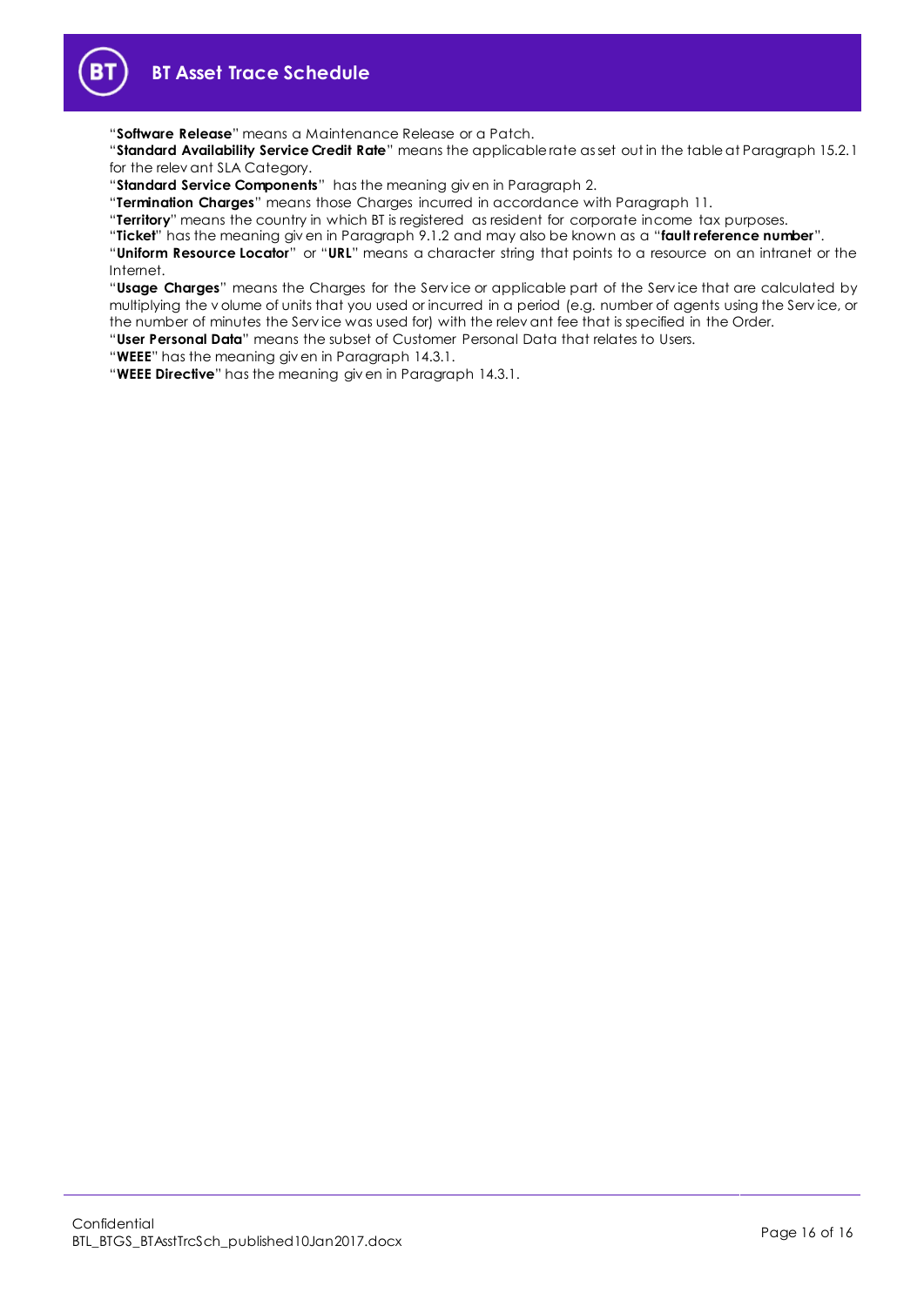"**Software Release**" means a Maintenance Release or a Patch.

"**Standard Availability Service Credit Rate**" means the applicable rate as set out in the table at Paragraph 15.2.1 for the relevant SLA Category.

"**Standard Service Components**" has the meaning given in Paragraph 2.

"**Termination Charges**" means those Charges incurred in accordance with Paragraph 11.

"**Territory**" means the country in which BT is registered as resident for corporate income tax purposes.

"**Ticket**" has the meaning given in Paragraph 9.1.2 and may also be known as a "**fault reference number**".

"**Uniform Resource Locator**" or "**URL**" means a character string that points to a resource on an intranet or the Internet.

"**Usage Charges**" means the Charges for the Service or applicable part of the Service that are calculated by multiplying the volume of units that you used or incurred in a period (e.g. number of agents using the Service, or the number of minutes the Service was used for) with the relevant fee that is specified in the Order.

"**User Personal Data**" means the subset of Customer Personal Data that relates to Users.

"**WEEE**" has the meaning given in Paragraph 14.3.1.

"**WEEE Directive**" has the meaning given in Paragraph 14.3.1.